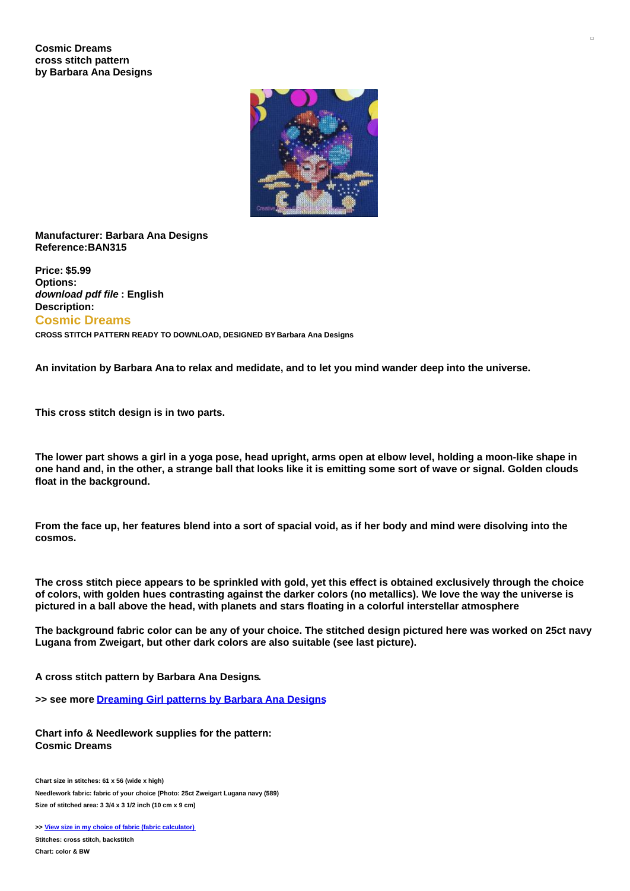**Cosmic Dreams
cross stitch pattern
by Barbara Ana Designs**

**Manufacturer: Barbara Ana Designs
Reference:BAN315**

**Price: $5.99
Options:**
***download pdf file* : English**
**Description:**

## Cosmic Dreams

**CROSS STITCH PATTERN READY TO DOWNLOAD, DESIGNED BY Barbara Ana Designs**

**An invitation by Barbara Ana to relax and medidate, and to let you mind wander deep into the universe.**

**This cross stitch design is in two parts.**

**The lower part shows a girl in a yoga pose, head upright, arms open at elbow level, holding a moon-like shape in one hand and, in the other, a strange ball that looks like it is emitting some sort of wave or signal. Golden clouds float in the background.**

**From the face up, her features blend into a sort of spacial void, as if her body and mind were disolving into the cosmos.**

**The cross stitch piece appears to be sprinkled with gold, yet this effect is obtained exclusively through the choice of colors, with golden hues contrasting against the darker colors (no metallics). We love the way the universe is pictured in a ball above the head, with planets and stars floating in a colorful interstellar atmosphere**

**The background fabric color can be any of your choice. The stitched design pictured here was worked on 25ct navy Lugana from Zweigart, but other dark colors are also suitable (see last picture).**

**A cross stitch pattern by Barbara Ana Designs.**

**>> see more [Dreaming Girl patterns by Barbara Ana Designs]**

**Chart info & Needlework supplies for the pattern:
Cosmic Dreams**

**Chart size in stitches: 61 x 56 (wide x high)**
**Needlework fabric: fabric of your choice (Photo: 25ct Zweigart Lugana navy (589)**
**Size of stitched area: 3 3/4 x 3 1/2 inch (10 cm x 9 cm)**

**>> [View size in my choice of fabric (fabric calculator)]**
**Stitches: cross stitch, backstitch**
**Chart: color & BW**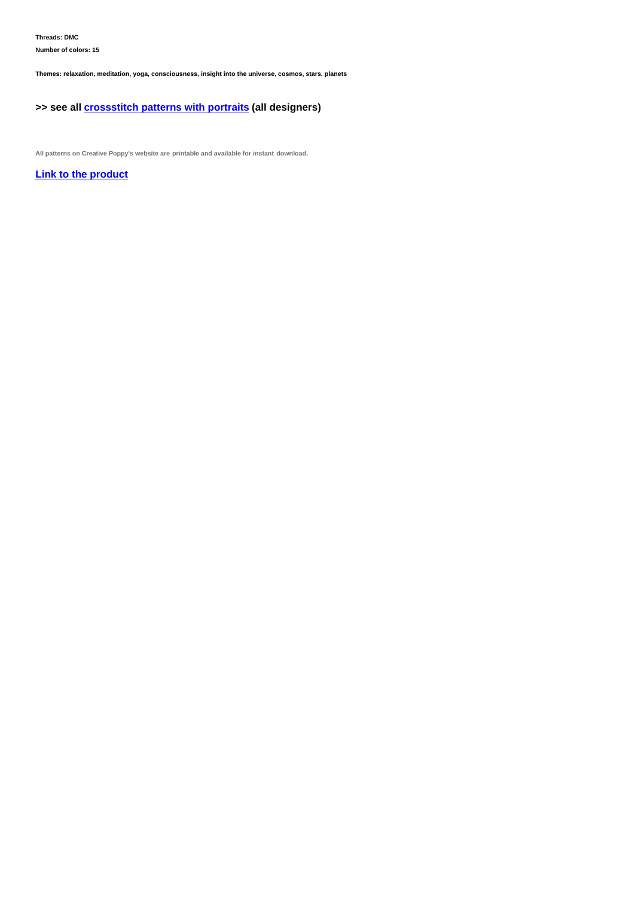**Threads: DMC**

**Number of colors: 15**

**Themes: relaxation, meditation, yoga, consciousness, insight into the universe, cosmos, stars, planets**

**>> see all crossstitch patterns with portraits (all designers)**

**All patterns on Creative Poppy's website are printable and available for instant download.**

**Link to the product**